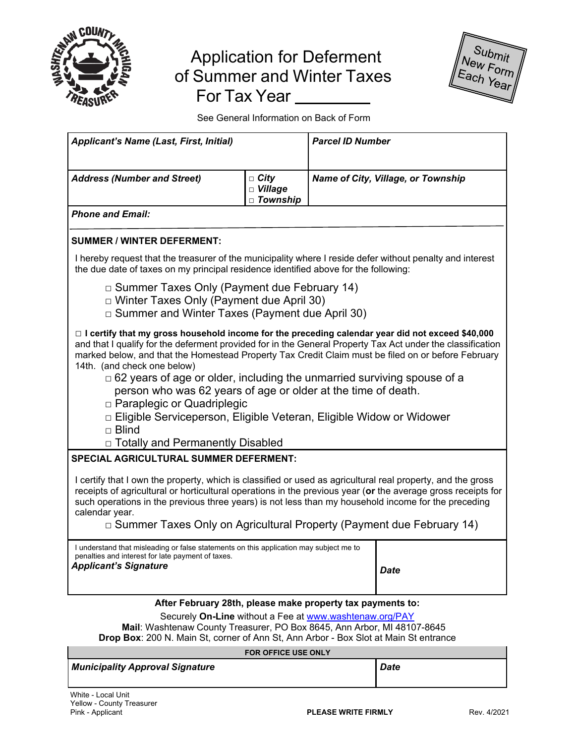# Application for Deferment of Summer and Winter Taxes For Tax Year ________

Submit New Form Each Year

See General Information on Back of Form

| ***Applicant's Name (Last, First, Initial)*** | | ***Parcel ID Number*** |
|---|---|---|
| ***Address (Number and Street)*** | □ ***City*** <br> □ ***Village*** <br> □ ***Township*** | ***Name of City, Village, or Township*** |

***Phone and Email:***

**SUMMER / WINTER DEFERMENT:**

I hereby request that the treasurer of the municipality where I reside defer without penalty and interest the due date of taxes on my principal residence identified above for the following:

- □ Summer Taxes Only (Payment due February 14)
- □ Winter Taxes Only (Payment due April 30)
- □ Summer and Winter Taxes (Payment due April 30)

□ **I certify that my gross household income for the preceding calendar year did not exceed $40,000** and that I qualify for the deferment provided for in the General Property Tax Act under the classification marked below, and that the Homestead Property Tax Credit Claim must be filed on or before February 14th. (and check one below)

- □ 62 years of age or older, including the unmarried surviving spouse of a person who was 62 years of age or older at the time of death.
- □ Paraplegic or Quadriplegic
- □ Eligible Serviceperson, Eligible Veteran, Eligible Widow or Widower
- □ Blind
- □ Totally and Permanently Disabled

**SPECIAL AGRICULTURAL SUMMER DEFERMENT:**

I certify that I own the property, which is classified or used as agricultural real property, and the gross receipts of agricultural or horticultural operations in the previous year (**or** the average gross receipts for such operations in the previous three years) is not less than my household income for the preceding calendar year.

- □ Summer Taxes Only on Agricultural Property (Payment due February 14)

| I understand that misleading or false statements on this application may subject me to penalties and interest for late payment of taxes. <br> ***Applicant's Signature*** | ***Date*** |
|---|---|

**After February 28th, please make property tax payments to:**

Securely **On-Line** without a Fee at www.washtenaw.org/PAY
**Mail**: Washtenaw County Treasurer, PO Box 8645, Ann Arbor, MI 48107-8645
**Drop Box**: 200 N. Main St, corner of Ann St, Ann Arbor - Box Slot at Main St entrance

| **FOR OFFICE USE ONLY** | |
|---|---|
| ***Municipality Approval Signature*** | ***Date*** |

White - Local Unit
Yellow - County Treasurer
Pink - Applicant

**PLEASE WRITE FIRMLY**

Rev. 4/2021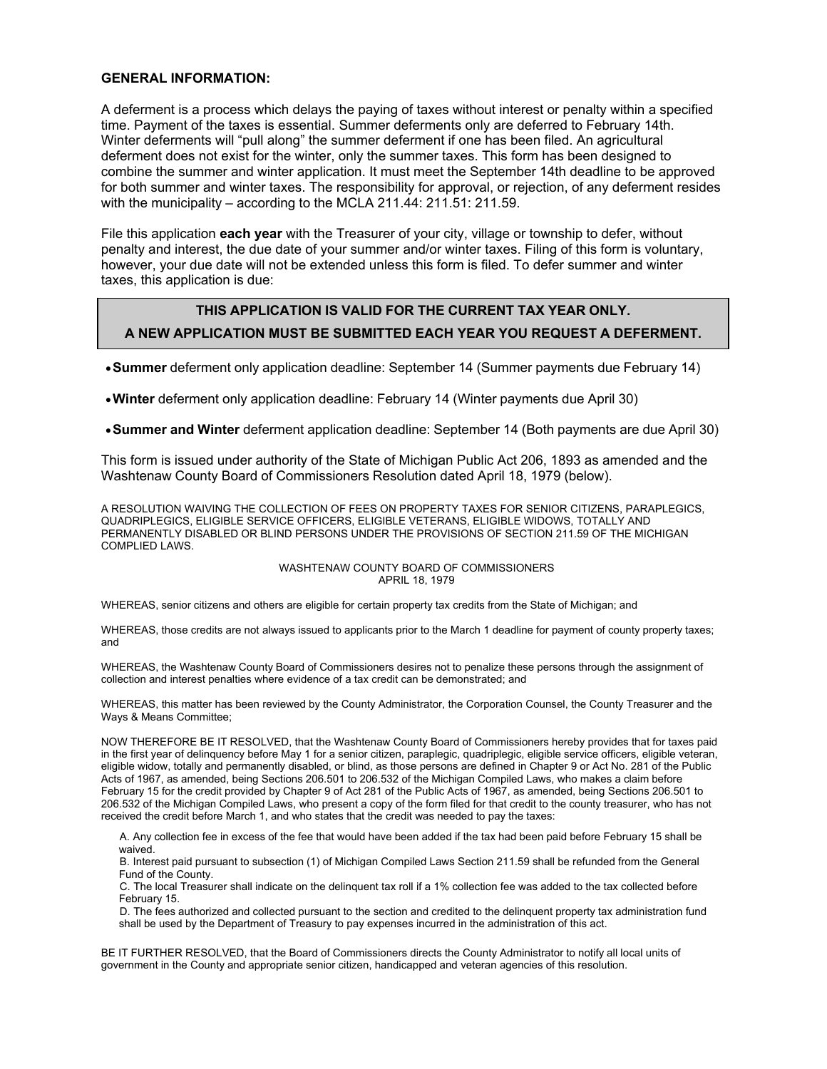**GENERAL INFORMATION:**

A deferment is a process which delays the paying of taxes without interest or penalty within a specified time. Payment of the taxes is essential. Summer deferments only are deferred to February 14th. Winter deferments will "pull along" the summer deferment if one has been filed. An agricultural deferment does not exist for the winter, only the summer taxes. This form has been designed to combine the summer and winter application. It must meet the September 14th deadline to be approved for both summer and winter taxes. The responsibility for approval, or rejection, of any deferment resides with the municipality – according to the MCLA 211.44: 211.51: 211.59.

File this application **each year** with the Treasurer of your city, village or township to defer, without penalty and interest, the due date of your summer and/or winter taxes. Filing of this form is voluntary, however, your due date will not be extended unless this form is filed. To defer summer and winter taxes, this application is due:

**THIS APPLICATION IS VALID FOR THE CURRENT TAX YEAR ONLY.**

**A NEW APPLICATION MUST BE SUBMITTED EACH YEAR YOU REQUEST A DEFERMENT.**

- **Summer** deferment only application deadline: September 14 (Summer payments due February 14)
- **Winter** deferment only application deadline: February 14 (Winter payments due April 30)
- **Summer and Winter** deferment application deadline: September 14 (Both payments are due April 30)

This form is issued under authority of the State of Michigan Public Act 206, 1893 as amended and the Washtenaw County Board of Commissioners Resolution dated April 18, 1979 (below).

A RESOLUTION WAIVING THE COLLECTION OF FEES ON PROPERTY TAXES FOR SENIOR CITIZENS, PARAPLEGICS, QUADRIPLEGICS, ELIGIBLE SERVICE OFFICERS, ELIGIBLE VETERANS, ELIGIBLE WIDOWS, TOTALLY AND PERMANENTLY DISABLED OR BLIND PERSONS UNDER THE PROVISIONS OF SECTION 211.59 OF THE MICHIGAN COMPLIED LAWS.

WASHTENAW COUNTY BOARD OF COMMISSIONERS
APRIL 18, 1979

WHEREAS, senior citizens and others are eligible for certain property tax credits from the State of Michigan; and

WHEREAS, those credits are not always issued to applicants prior to the March 1 deadline for payment of county property taxes; and

WHEREAS, the Washtenaw County Board of Commissioners desires not to penalize these persons through the assignment of collection and interest penalties where evidence of a tax credit can be demonstrated; and

WHEREAS, this matter has been reviewed by the County Administrator, the Corporation Counsel, the County Treasurer and the Ways & Means Committee;

NOW THEREFORE BE IT RESOLVED, that the Washtenaw County Board of Commissioners hereby provides that for taxes paid in the first year of delinquency before May 1 for a senior citizen, paraplegic, quadriplegic, eligible service officers, eligible veteran, eligible widow, totally and permanently disabled, or blind, as those persons are defined in Chapter 9 or Act No. 281 of the Public Acts of 1967, as amended, being Sections 206.501 to 206.532 of the Michigan Compiled Laws, who makes a claim before February 15 for the credit provided by Chapter 9 of Act 281 of the Public Acts of 1967, as amended, being Sections 206.501 to 206.532 of the Michigan Compiled Laws, who present a copy of the form filed for that credit to the county treasurer, who has not received the credit before March 1, and who states that the credit was needed to pay the taxes:

A. Any collection fee in excess of the fee that would have been added if the tax had been paid before February 15 shall be waived.

B. Interest paid pursuant to subsection (1) of Michigan Compiled Laws Section 211.59 shall be refunded from the General Fund of the County.

C. The local Treasurer shall indicate on the delinquent tax roll if a 1% collection fee was added to the tax collected before February 15.

D. The fees authorized and collected pursuant to the section and credited to the delinquent property tax administration fund shall be used by the Department of Treasury to pay expenses incurred in the administration of this act.

BE IT FURTHER RESOLVED, that the Board of Commissioners directs the County Administrator to notify all local units of government in the County and appropriate senior citizen, handicapped and veteran agencies of this resolution.